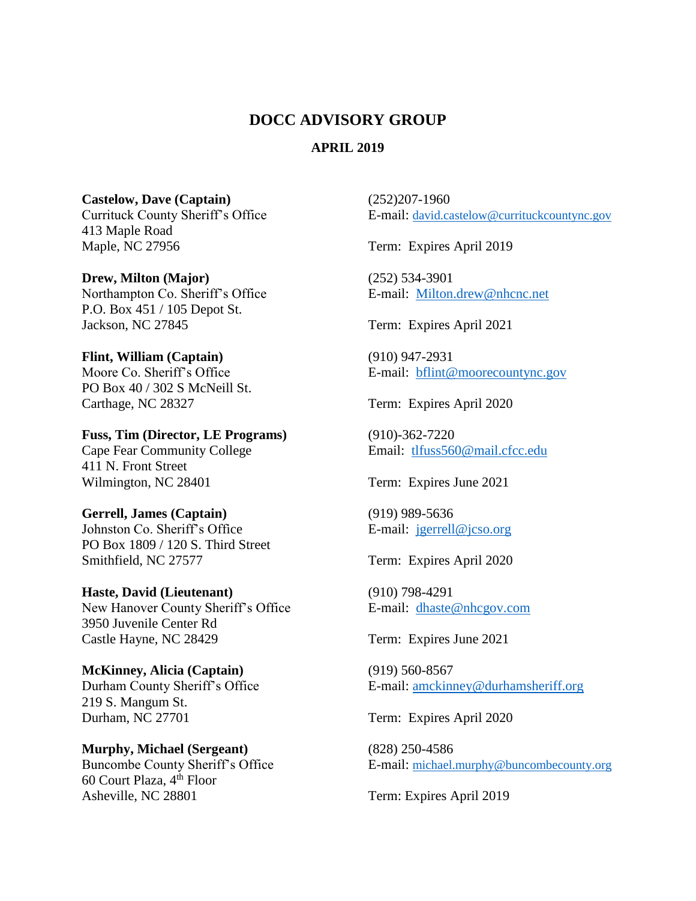# DOCC ADVISORY GROUP

## APRIL 2019

**Castelow, Dave (Captain)**
Currituck County Sheriff's Office
413 Maple Road
Maple, NC 27956

(252)207-1960
E-mail: david.castelow@currituckcountync.gov

Term: Expires April 2019

**Drew, Milton (Major)**
Northampton Co. Sheriff's Office
P.O. Box 451 / 105 Depot St.
Jackson, NC 27845

(252) 534-3901
E-mail: Milton.drew@nhcnc.net

Term: Expires April 2021

**Flint, William (Captain)**
Moore Co. Sheriff's Office
PO Box 40 / 302 S McNeill St.
Carthage, NC 28327

(910) 947-2931
E-mail: bflint@moorecountync.gov

Term: Expires April 2020

**Fuss, Tim (Director, LE Programs)**
Cape Fear Community College
411 N. Front Street
Wilmington, NC 28401

(910)-362-7220
Email: tlfuss560@mail.cfcc.edu

Term: Expires June 2021

**Gerrell, James (Captain)**
Johnston Co. Sheriff's Office
PO Box 1809 / 120 S. Third Street
Smithfield, NC 27577

(919) 989-5636
E-mail: jgerrell@jcso.org

Term: Expires April 2020

**Haste, David (Lieutenant)**
New Hanover County Sheriff's Office
3950 Juvenile Center Rd
Castle Hayne, NC 28429

(910) 798-4291
E-mail: dhaste@nhcgov.com

Term: Expires June 2021

**McKinney, Alicia (Captain)**
Durham County Sheriff's Office
219 S. Mangum St.
Durham, NC 27701

(919) 560-8567
E-mail: amckinney@durhamsheriff.org

Term: Expires April 2020

**Murphy, Michael (Sergeant)**
Buncombe County Sheriff's Office
60 Court Plaza, 4th Floor
Asheville, NC 28801

(828) 250-4586
E-mail: michael.murphy@buncombecounty.org

Term: Expires April 2019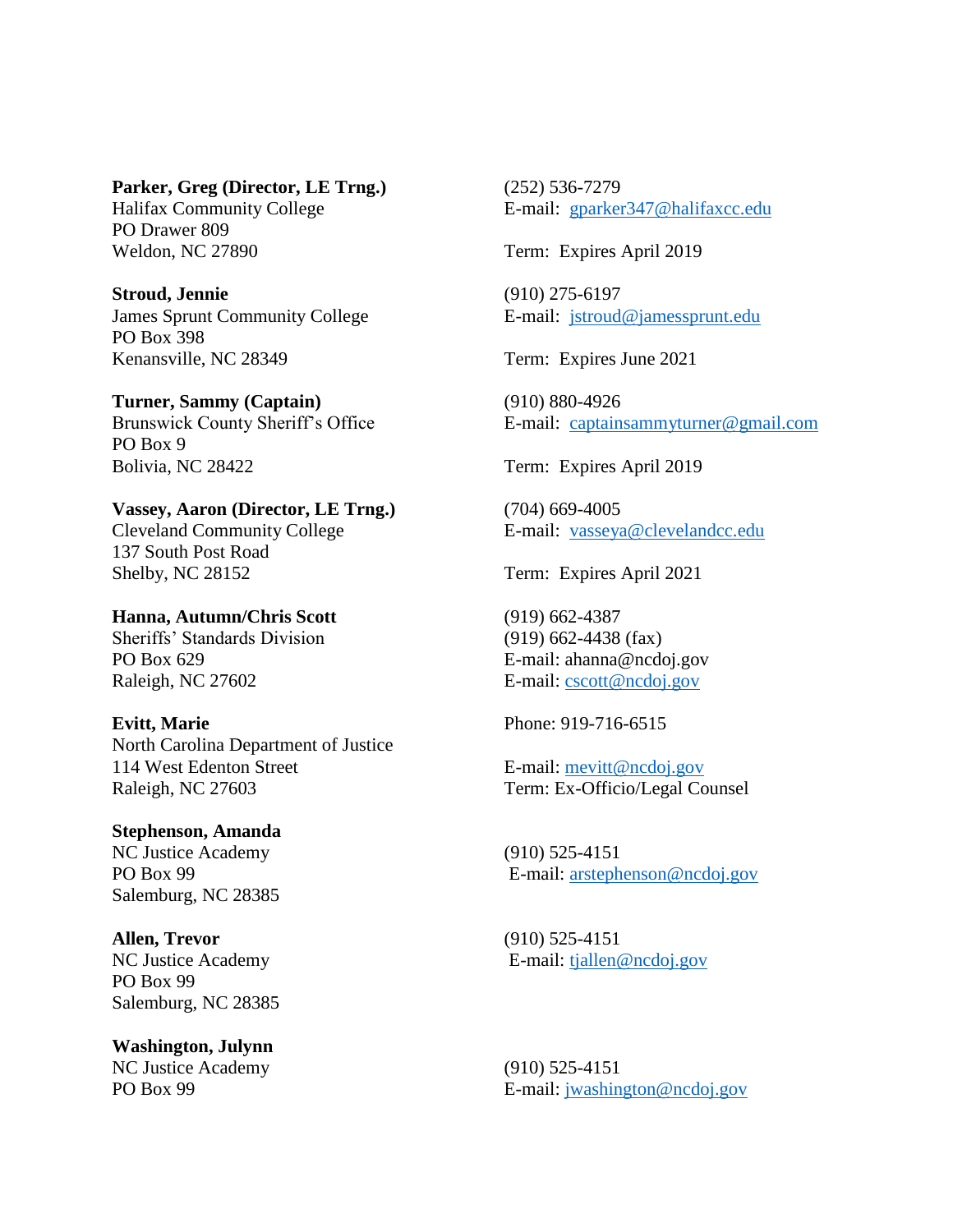**Parker, Greg (Director, LE Trng.)**
Halifax Community College
PO Drawer 809
Weldon, NC 27890

(252) 536-7279
E-mail: gparker347@halifaxcc.edu

Term: Expires April 2019

**Stroud, Jennie**
James Sprunt Community College
PO Box 398
Kenansville, NC 28349

(910) 275-6197
E-mail: jstroud@jamessprunt.edu

Term: Expires June 2021

**Turner, Sammy (Captain)**
Brunswick County Sheriff's Office
PO Box 9
Bolivia, NC 28422

(910) 880-4926
E-mail: captainsammyturner@gmail.com

Term: Expires April 2019

**Vassey, Aaron (Director, LE Trng.)**
Cleveland Community College
137 South Post Road
Shelby, NC 28152

(704) 669-4005
E-mail: vasseya@clevelandcc.edu

Term: Expires April 2021

**Hanna, Autumn/Chris Scott**
Sheriffs' Standards Division
PO Box 629
Raleigh, NC 27602

(919) 662-4387
(919) 662-4438 (fax)
E-mail: ahanna@ncdoj.gov
E-mail: cscott@ncdoj.gov

**Evitt, Marie**
North Carolina Department of Justice
114 West Edenton Street
Raleigh, NC 27603

Phone: 919-716-6515

E-mail: mevitt@ncdoj.gov
Term: Ex-Officio/Legal Counsel

**Stephenson, Amanda**
NC Justice Academy
PO Box 99
Salemburg, NC 28385

(910) 525-4151
E-mail: arstephenson@ncdoj.gov

**Allen, Trevor**
NC Justice Academy
PO Box 99
Salemburg, NC 28385

(910) 525-4151
E-mail: tjallen@ncdoj.gov

**Washington, Julynn**
NC Justice Academy
PO Box 99

(910) 525-4151
E-mail: jwashington@ncdoj.gov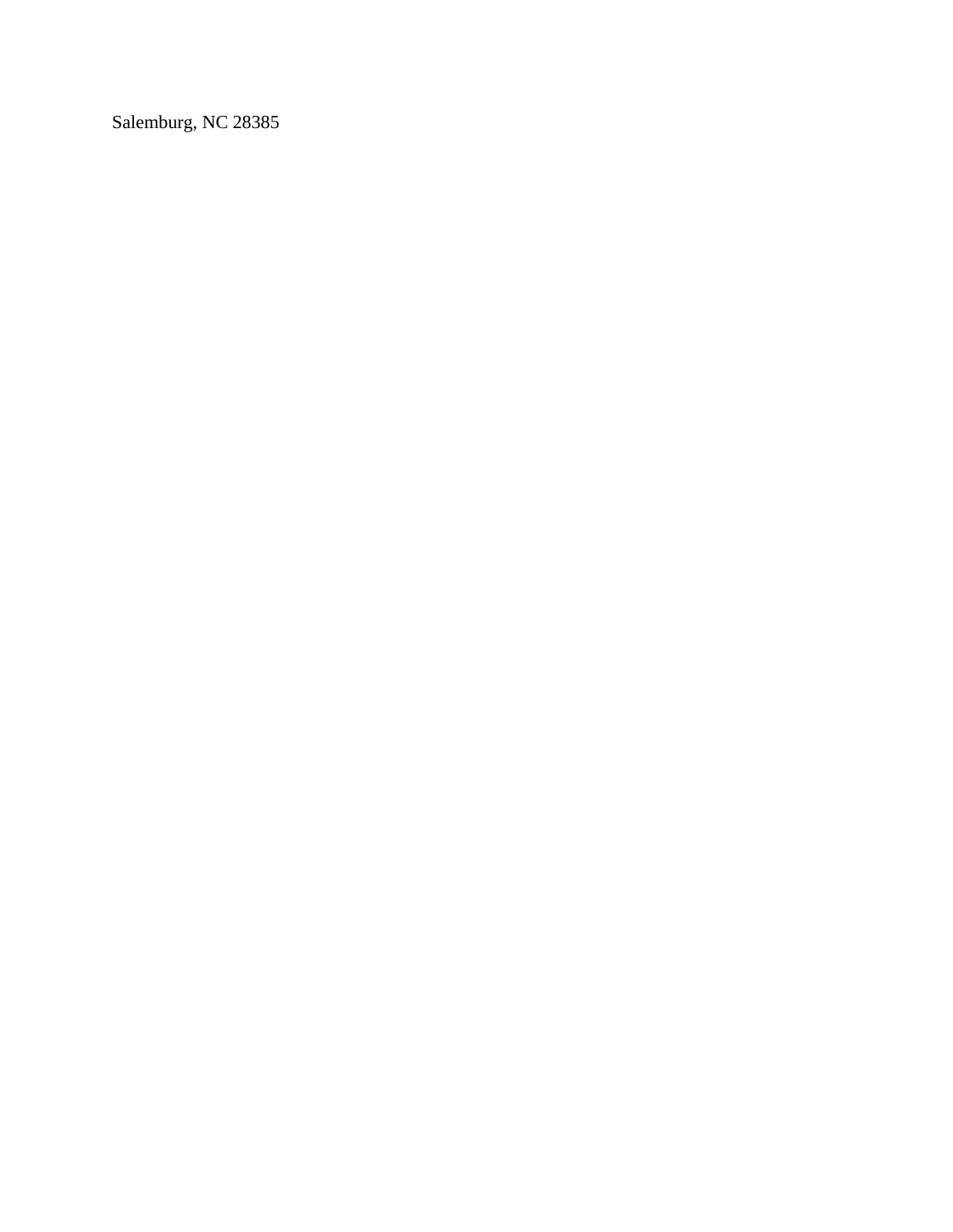Salemburg, NC 28385